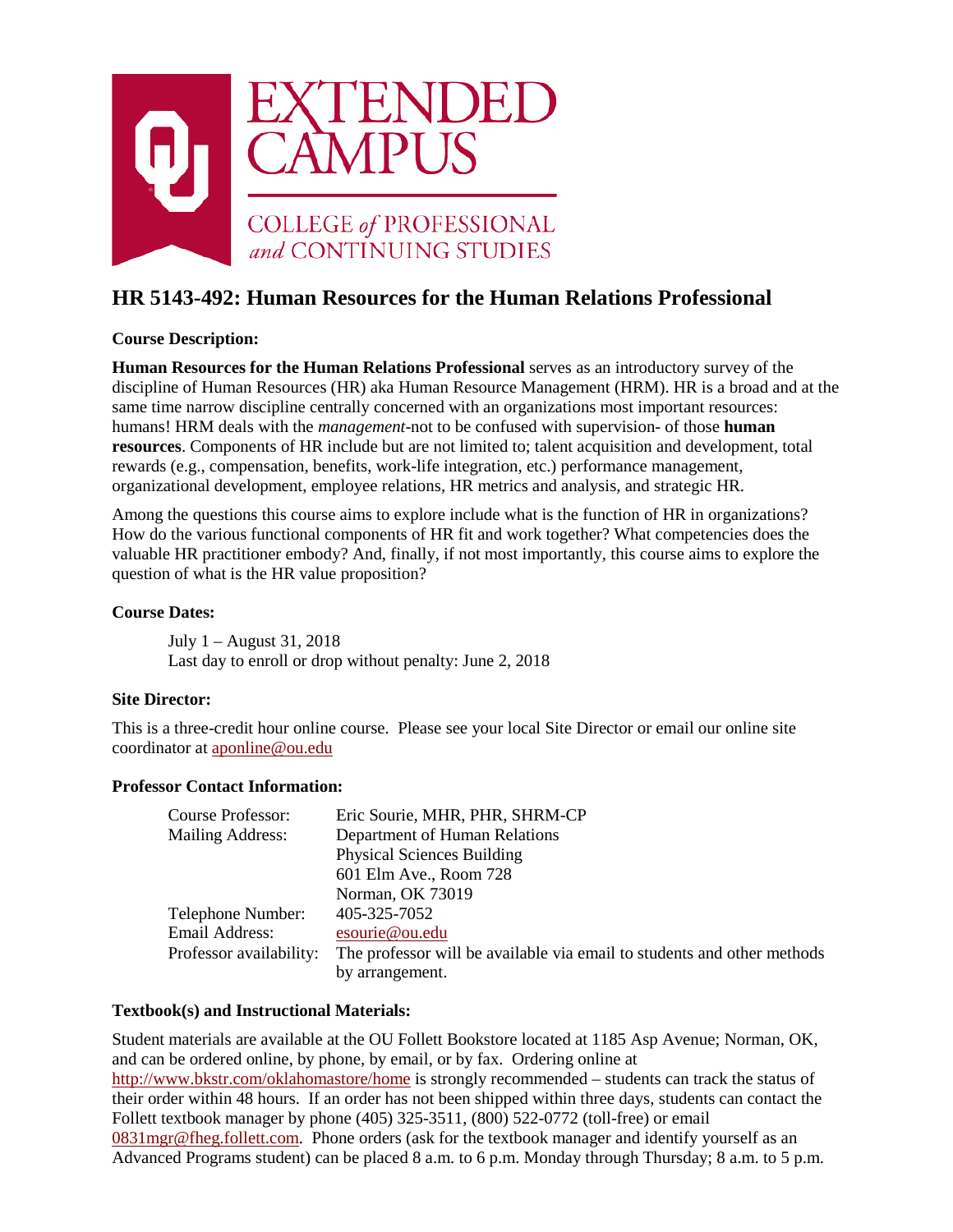EXTENDED CAMPUS

COLLEGE *of* PROFESSIONAL *and* CONTINUING STUDIES

# HR 5143-492: Human Resources for the Human Relations Professional

**Course Description:**

**Human Resources for the Human Relations Professional** serves as an introductory survey of the discipline of Human Resources (HR) aka Human Resource Management (HRM). HR is a broad and at the same time narrow discipline centrally concerned with an organizations most important resources: humans! HRM deals with the *management*-not to be confused with supervision- of those **human resources**. Components of HR include but are not limited to; talent acquisition and development, total rewards (e.g., compensation, benefits, work-life integration, etc.) performance management, organizational development, employee relations, HR metrics and analysis, and strategic HR.

Among the questions this course aims to explore include what is the function of HR in organizations? How do the various functional components of HR fit and work together? What competencies does the valuable HR practitioner embody? And, finally, if not most importantly, this course aims to explore the question of what is the HR value proposition?

**Course Dates:**

July 1 – August 31, 2018
Last day to enroll or drop without penalty: June 2, 2018

**Site Director:**

This is a three-credit hour online course. Please see your local Site Director or email our online site coordinator at aponline@ou.edu

**Professor Contact Information:**

| | |
|---|---|
| Course Professor: | Eric Sourie, MHR, PHR, SHRM-CP |
| Mailing Address: | Department of Human Relations |
| | Physical Sciences Building |
| | 601 Elm Ave., Room 728 |
| | Norman, OK 73019 |
| Telephone Number: | 405-325-7052 |
| Email Address: | esourie@ou.edu |
| Professor availability: | The professor will be available via email to students and other methods by arrangement. |

**Textbook(s) and Instructional Materials:**

Student materials are available at the OU Follett Bookstore located at 1185 Asp Avenue; Norman, OK, and can be ordered online, by phone, by email, or by fax. Ordering online at http://www.bkstr.com/oklahomastore/home is strongly recommended – students can track the status of their order within 48 hours. If an order has not been shipped within three days, students can contact the Follett textbook manager by phone (405) 325-3511, (800) 522-0772 (toll-free) or email 0831mgr@fheg.follett.com. Phone orders (ask for the textbook manager and identify yourself as an Advanced Programs student) can be placed 8 a.m. to 6 p.m. Monday through Thursday; 8 a.m. to 5 p.m.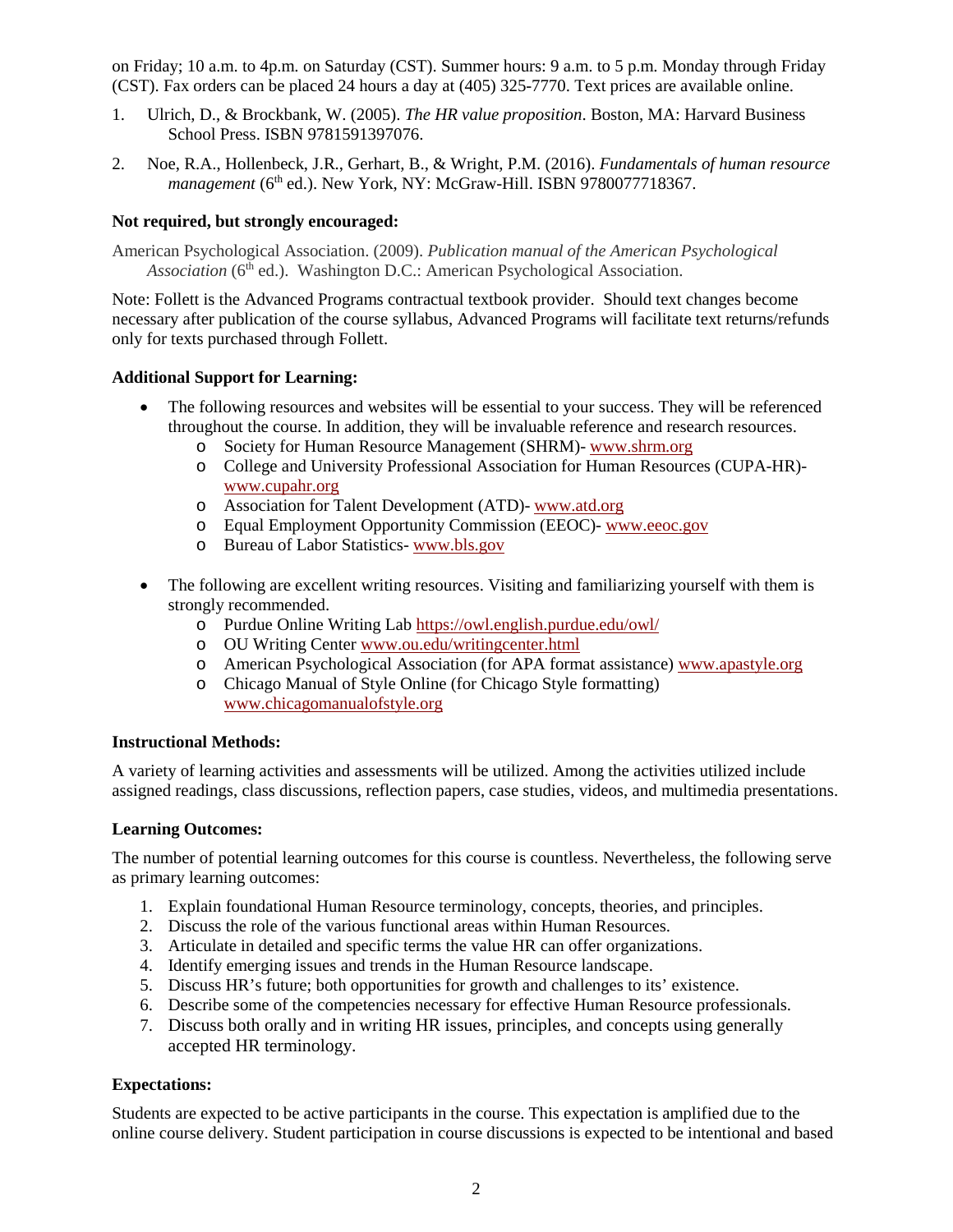on Friday; 10 a.m. to 4p.m. on Saturday (CST). Summer hours: 9 a.m. to 5 p.m. Monday through Friday (CST). Fax orders can be placed 24 hours a day at (405) 325-7770. Text prices are available online.

1. Ulrich, D., & Brockbank, W. (2005). *The HR value proposition*. Boston, MA: Harvard Business School Press. ISBN 9781591397076.

2. Noe, R.A., Hollenbeck, J.R., Gerhart, B., & Wright, P.M. (2016). *Fundamentals of human resource management* (6th ed.). New York, NY: McGraw-Hill. ISBN 9780077718367.

**Not required, but strongly encouraged:**

American Psychological Association. (2009). *Publication manual of the American Psychological Association* (6th ed.). Washington D.C.: American Psychological Association.

Note: Follett is the Advanced Programs contractual textbook provider. Should text changes become necessary after publication of the course syllabus, Advanced Programs will facilitate text returns/refunds only for texts purchased through Follett.

**Additional Support for Learning:**

- The following resources and websites will be essential to your success. They will be referenced throughout the course. In addition, they will be invaluable reference and research resources.
  - Society for Human Resource Management (SHRM)- www.shrm.org
  - College and University Professional Association for Human Resources (CUPA-HR)- www.cupahr.org
  - Association for Talent Development (ATD)- www.atd.org
  - Equal Employment Opportunity Commission (EEOC)- www.eeoc.gov
  - Bureau of Labor Statistics- www.bls.gov

- The following are excellent writing resources. Visiting and familiarizing yourself with them is strongly recommended.
  - Purdue Online Writing Lab https://owl.english.purdue.edu/owl/
  - OU Writing Center www.ou.edu/writingcenter.html
  - American Psychological Association (for APA format assistance) www.apastyle.org
  - Chicago Manual of Style Online (for Chicago Style formatting) www.chicagomanualofstyle.org

**Instructional Methods:**

A variety of learning activities and assessments will be utilized. Among the activities utilized include assigned readings, class discussions, reflection papers, case studies, videos, and multimedia presentations.

**Learning Outcomes:**

The number of potential learning outcomes for this course is countless. Nevertheless, the following serve as primary learning outcomes:

1. Explain foundational Human Resource terminology, concepts, theories, and principles.
2. Discuss the role of the various functional areas within Human Resources.
3. Articulate in detailed and specific terms the value HR can offer organizations.
4. Identify emerging issues and trends in the Human Resource landscape.
5. Discuss HR's future; both opportunities for growth and challenges to its' existence.
6. Describe some of the competencies necessary for effective Human Resource professionals.
7. Discuss both orally and in writing HR issues, principles, and concepts using generally accepted HR terminology.

**Expectations:**

Students are expected to be active participants in the course. This expectation is amplified due to the online course delivery. Student participation in course discussions is expected to be intentional and based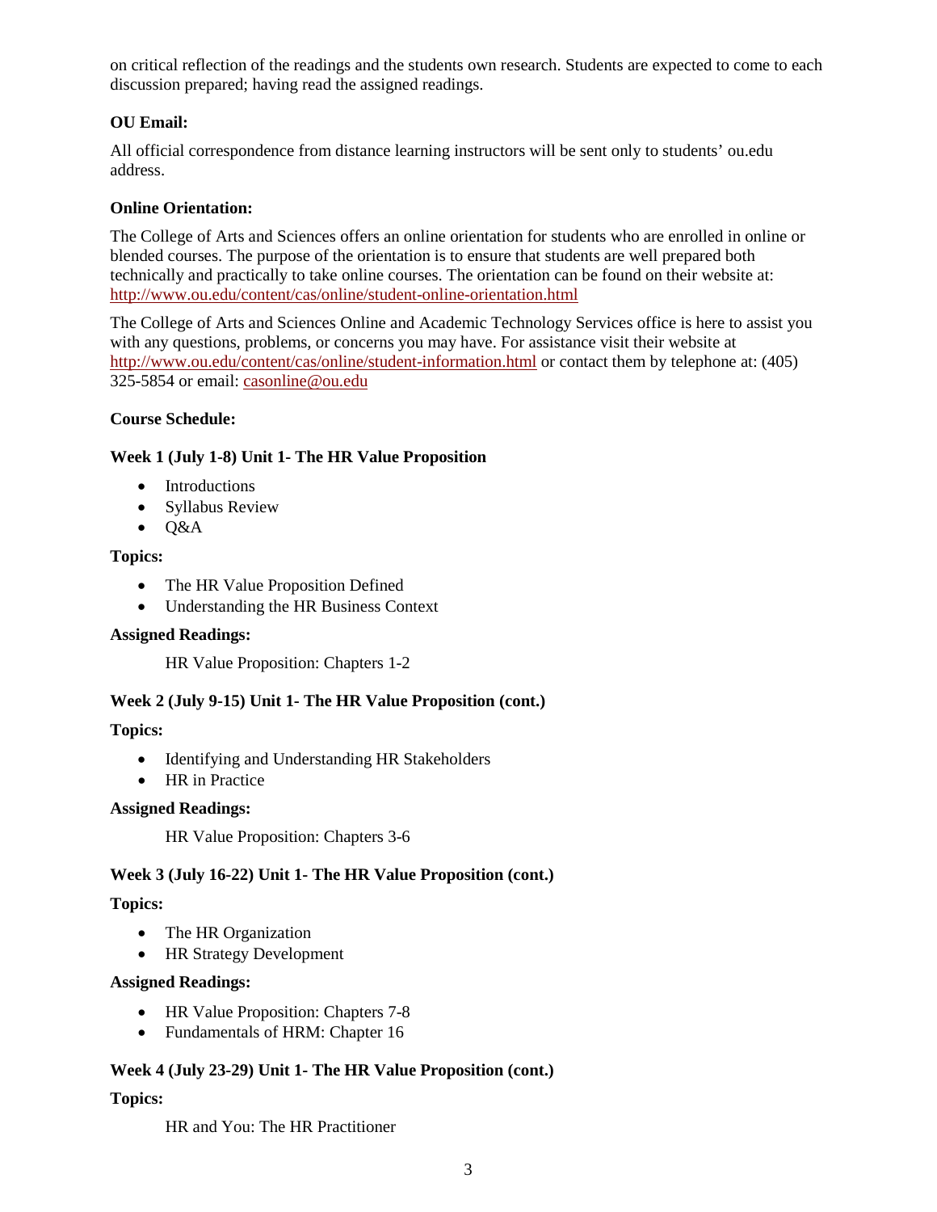on critical reflection of the readings and the students own research. Students are expected to come to each discussion prepared; having read the assigned readings.

**OU Email:**

All official correspondence from distance learning instructors will be sent only to students' ou.edu address.

**Online Orientation:**

The College of Arts and Sciences offers an online orientation for students who are enrolled in online or blended courses. The purpose of the orientation is to ensure that students are well prepared both technically and practically to take online courses. The orientation can be found on their website at: http://www.ou.edu/content/cas/online/student-online-orientation.html

The College of Arts and Sciences Online and Academic Technology Services office is here to assist you with any questions, problems, or concerns you may have. For assistance visit their website at http://www.ou.edu/content/cas/online/student-information.html or contact them by telephone at: (405) 325-5854 or email: casonline@ou.edu

**Course Schedule:**

**Week 1 (July 1-8) Unit 1- The HR Value Proposition**

- Introductions
- Syllabus Review
- Q&A

**Topics:**

- The HR Value Proposition Defined
- Understanding the HR Business Context

**Assigned Readings:**

HR Value Proposition: Chapters 1-2

**Week 2 (July 9-15) Unit 1- The HR Value Proposition (cont.)**

**Topics:**

- Identifying and Understanding HR Stakeholders
- HR in Practice

**Assigned Readings:**

HR Value Proposition: Chapters 3-6

**Week 3 (July 16-22) Unit 1- The HR Value Proposition (cont.)**

**Topics:**

- The HR Organization
- HR Strategy Development

**Assigned Readings:**

- HR Value Proposition: Chapters 7-8
- Fundamentals of HRM: Chapter 16

**Week 4 (July 23-29) Unit 1- The HR Value Proposition (cont.)**

**Topics:**

HR and You: The HR Practitioner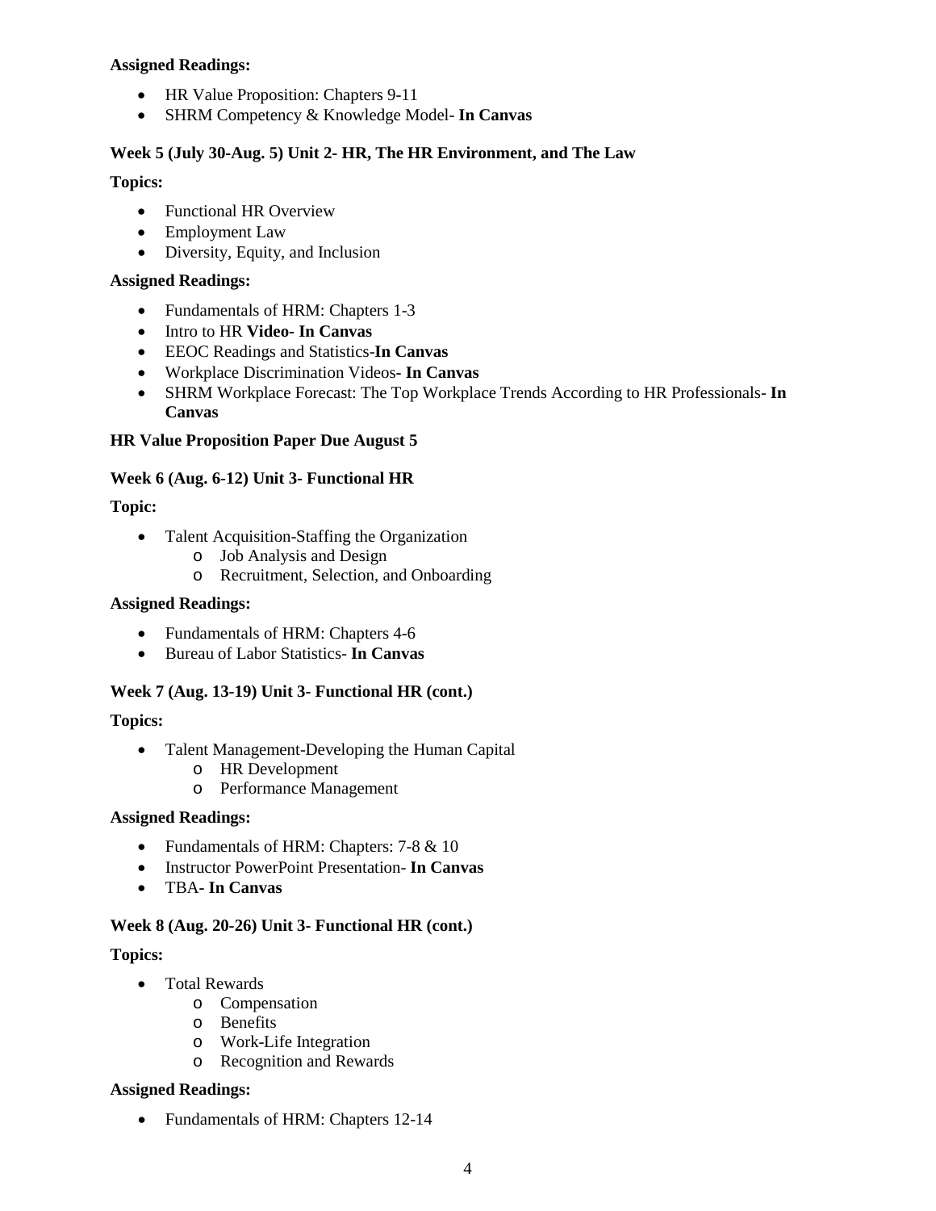**Assigned Readings:**

- HR Value Proposition: Chapters 9-11
- SHRM Competency & Knowledge Model- **In Canvas**

**Week 5 (July 30-Aug. 5) Unit 2- HR, The HR Environment, and The Law**

**Topics:**

- Functional HR Overview
- Employment Law
- Diversity, Equity, and Inclusion

**Assigned Readings:**

- Fundamentals of HRM: Chapters 1-3
- Intro to HR **Video- In Canvas**
- EEOC Readings and Statistics-**In Canvas**
- Workplace Discrimination Videos**- In Canvas**
- SHRM Workplace Forecast: The Top Workplace Trends According to HR Professionals- **In Canvas**

**HR Value Proposition Paper Due August 5**

**Week 6 (Aug. 6-12) Unit 3- Functional HR**

**Topic:**

- Talent Acquisition-Staffing the Organization
  - Job Analysis and Design
  - Recruitment, Selection, and Onboarding

**Assigned Readings:**

- Fundamentals of HRM: Chapters 4-6
- Bureau of Labor Statistics- **In Canvas**

**Week 7 (Aug. 13-19) Unit 3- Functional HR (cont.)**

**Topics:**

- Talent Management-Developing the Human Capital
  - HR Development
  - Performance Management

**Assigned Readings:**

- Fundamentals of HRM: Chapters: 7-8 & 10
- Instructor PowerPoint Presentation- **In Canvas**
- TBA**- In Canvas**

**Week 8 (Aug. 20-26) Unit 3- Functional HR (cont.)**

**Topics:**

- Total Rewards
  - Compensation
  - Benefits
  - Work-Life Integration
  - Recognition and Rewards

**Assigned Readings:**

- Fundamentals of HRM: Chapters 12-14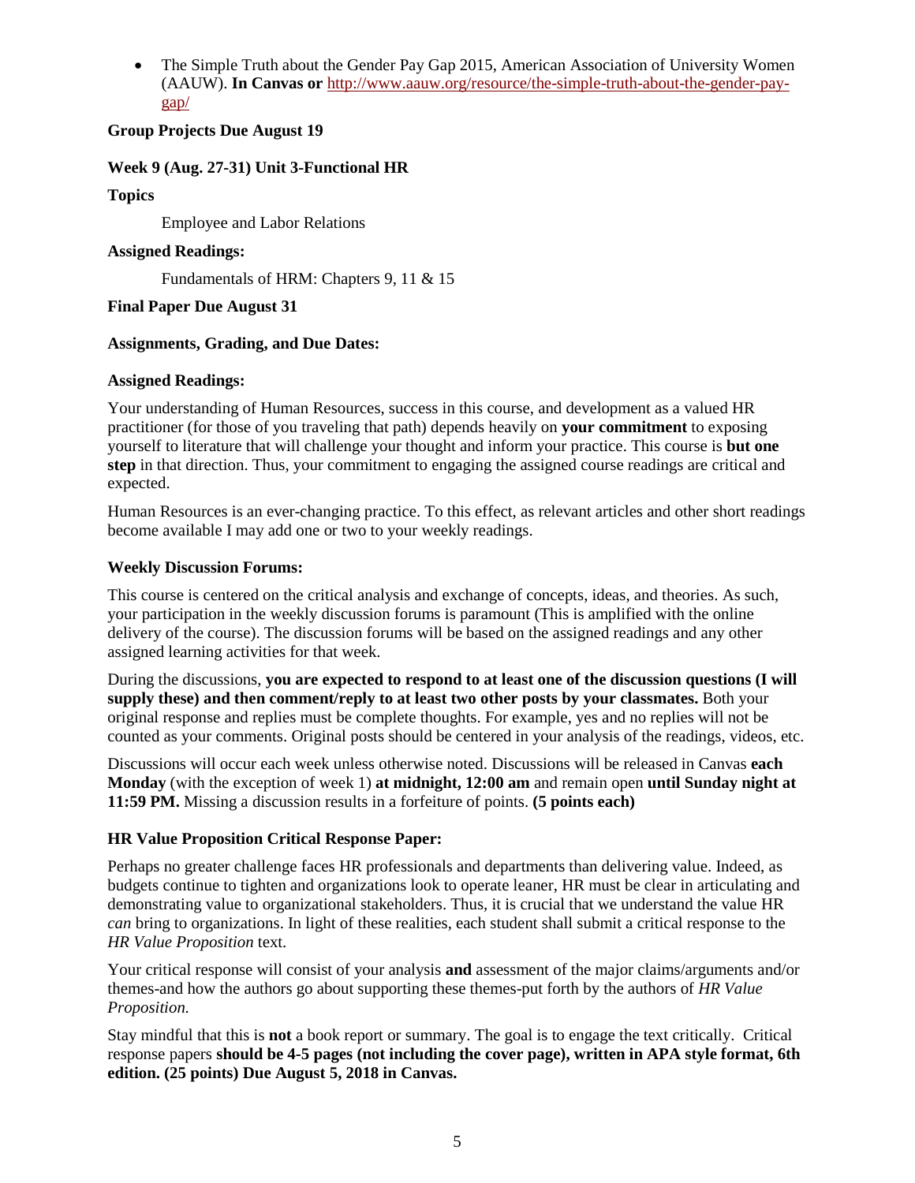- The Simple Truth about the Gender Pay Gap 2015, American Association of University Women (AAUW). **In Canvas or** [http://www.aauw.org/resource/the-simple-truth-about-the-gender-pay-gap/](http://www.aauw.org/resource/the-simple-truth-about-the-gender-pay-gap/)

**Group Projects Due August 19**

**Week 9 (Aug. 27-31) Unit 3-Functional HR**

**Topics**

Employee and Labor Relations

**Assigned Readings:**

Fundamentals of HRM: Chapters 9, 11 & 15

**Final Paper Due August 31**

**Assignments, Grading, and Due Dates:**

**Assigned Readings:**

Your understanding of Human Resources, success in this course, and development as a valued HR practitioner (for those of you traveling that path) depends heavily on **your commitment** to exposing yourself to literature that will challenge your thought and inform your practice. This course is **but one step** in that direction. Thus, your commitment to engaging the assigned course readings are critical and expected.

Human Resources is an ever-changing practice. To this effect, as relevant articles and other short readings become available I may add one or two to your weekly readings.

**Weekly Discussion Forums:**

This course is centered on the critical analysis and exchange of concepts, ideas, and theories. As such, your participation in the weekly discussion forums is paramount (This is amplified with the online delivery of the course). The discussion forums will be based on the assigned readings and any other assigned learning activities for that week.

During the discussions, **you are expected to respond to at least one of the discussion questions (I will supply these) and then comment/reply to at least two other posts by your classmates.** Both your original response and replies must be complete thoughts. For example, yes and no replies will not be counted as your comments. Original posts should be centered in your analysis of the readings, videos, etc.

Discussions will occur each week unless otherwise noted. Discussions will be released in Canvas **each Monday** (with the exception of week 1) **at midnight, 12:00 am** and remain open **until Sunday night at 11:59 PM.** Missing a discussion results in a forfeiture of points. **(5 points each)**

**HR Value Proposition Critical Response Paper:**

Perhaps no greater challenge faces HR professionals and departments than delivering value. Indeed, as budgets continue to tighten and organizations look to operate leaner, HR must be clear in articulating and demonstrating value to organizational stakeholders. Thus, it is crucial that we understand the value HR *can* bring to organizations. In light of these realities, each student shall submit a critical response to the *HR Value Proposition* text.

Your critical response will consist of your analysis **and** assessment of the major claims/arguments and/or themes-and how the authors go about supporting these themes-put forth by the authors of *HR Value Proposition.*

Stay mindful that this is **not** a book report or summary. The goal is to engage the text critically. Critical response papers **should be 4-5 pages (not including the cover page), written in APA style format, 6th edition. (25 points) Due August 5, 2018 in Canvas.**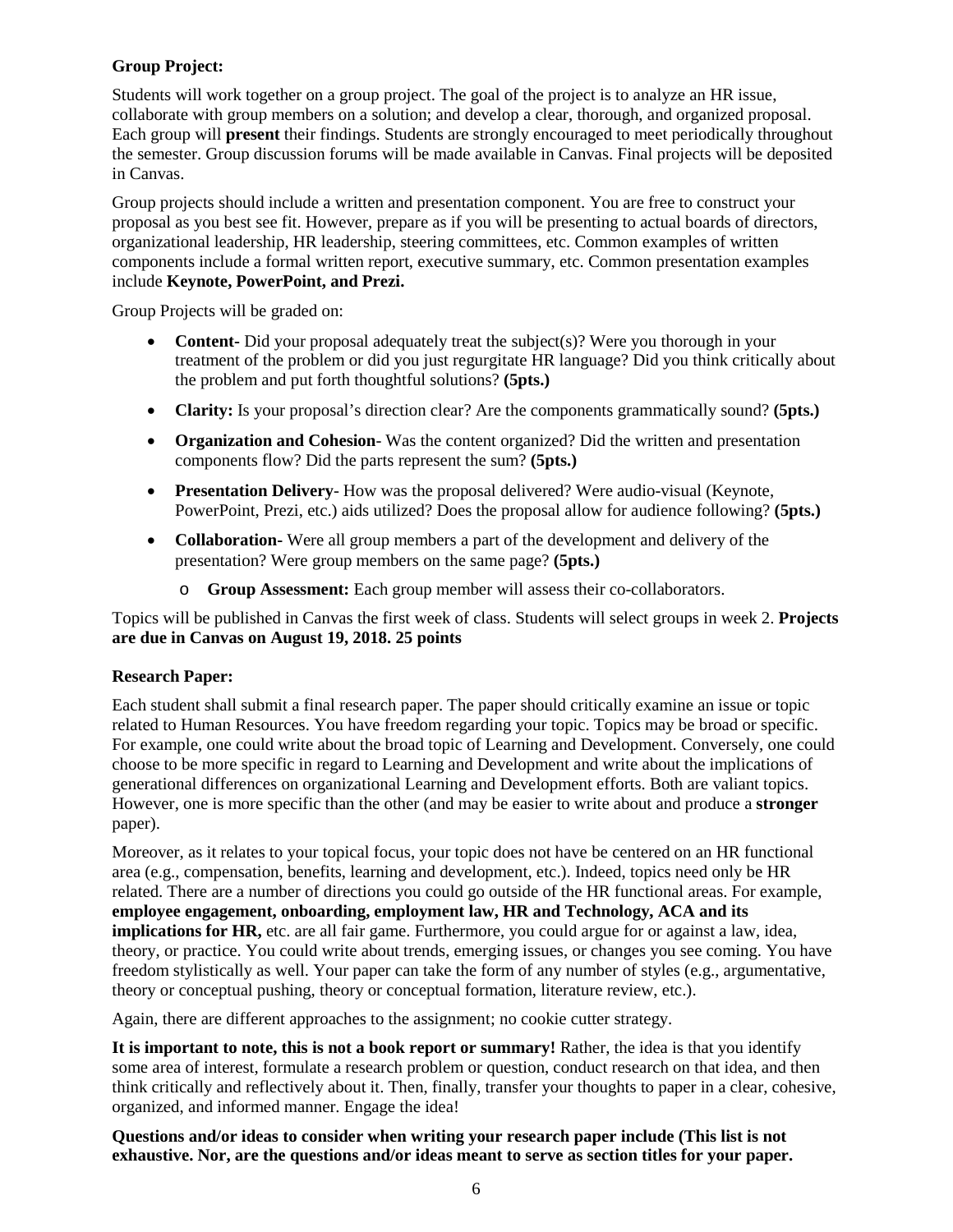**Group Project:**

Students will work together on a group project. The goal of the project is to analyze an HR issue, collaborate with group members on a solution; and develop a clear, thorough, and organized proposal. Each group will **present** their findings. Students are strongly encouraged to meet periodically throughout the semester. Group discussion forums will be made available in Canvas. Final projects will be deposited in Canvas.

Group projects should include a written and presentation component. You are free to construct your proposal as you best see fit. However, prepare as if you will be presenting to actual boards of directors, organizational leadership, HR leadership, steering committees, etc. Common examples of written components include a formal written report, executive summary, etc. Common presentation examples include **Keynote, PowerPoint, and Prezi.**

Group Projects will be graded on:

- **Content-** Did your proposal adequately treat the subject(s)? Were you thorough in your treatment of the problem or did you just regurgitate HR language? Did you think critically about the problem and put forth thoughtful solutions? **(5pts.)**
- **Clarity:** Is your proposal's direction clear? Are the components grammatically sound? **(5pts.)**
- **Organization and Cohesion**- Was the content organized? Did the written and presentation components flow? Did the parts represent the sum? **(5pts.)**
- **Presentation Delivery**- How was the proposal delivered? Were audio-visual (Keynote, PowerPoint, Prezi, etc.) aids utilized? Does the proposal allow for audience following? **(5pts.)**
- **Collaboration-** Were all group members a part of the development and delivery of the presentation? Were group members on the same page? **(5pts.)**
  - **Group Assessment:** Each group member will assess their co-collaborators.

Topics will be published in Canvas the first week of class. Students will select groups in week 2. **Projects are due in Canvas on August 19, 2018. 25 points**

**Research Paper:**

Each student shall submit a final research paper. The paper should critically examine an issue or topic related to Human Resources. You have freedom regarding your topic. Topics may be broad or specific. For example, one could write about the broad topic of Learning and Development. Conversely, one could choose to be more specific in regard to Learning and Development and write about the implications of generational differences on organizational Learning and Development efforts. Both are valiant topics. However, one is more specific than the other (and may be easier to write about and produce a **stronger** paper).

Moreover, as it relates to your topical focus, your topic does not have be centered on an HR functional area (e.g., compensation, benefits, learning and development, etc.). Indeed, topics need only be HR related. There are a number of directions you could go outside of the HR functional areas. For example, **employee engagement, onboarding, employment law, HR and Technology, ACA and its implications for HR,** etc. are all fair game. Furthermore, you could argue for or against a law, idea, theory, or practice. You could write about trends, emerging issues, or changes you see coming. You have freedom stylistically as well. Your paper can take the form of any number of styles (e.g., argumentative, theory or conceptual pushing, theory or conceptual formation, literature review, etc.).

Again, there are different approaches to the assignment; no cookie cutter strategy.

**It is important to note, this is not a book report or summary!** Rather, the idea is that you identify some area of interest, formulate a research problem or question, conduct research on that idea, and then think critically and reflectively about it. Then, finally, transfer your thoughts to paper in a clear, cohesive, organized, and informed manner. Engage the idea!

**Questions and/or ideas to consider when writing your research paper include (This list is not exhaustive. Nor, are the questions and/or ideas meant to serve as section titles for your paper.**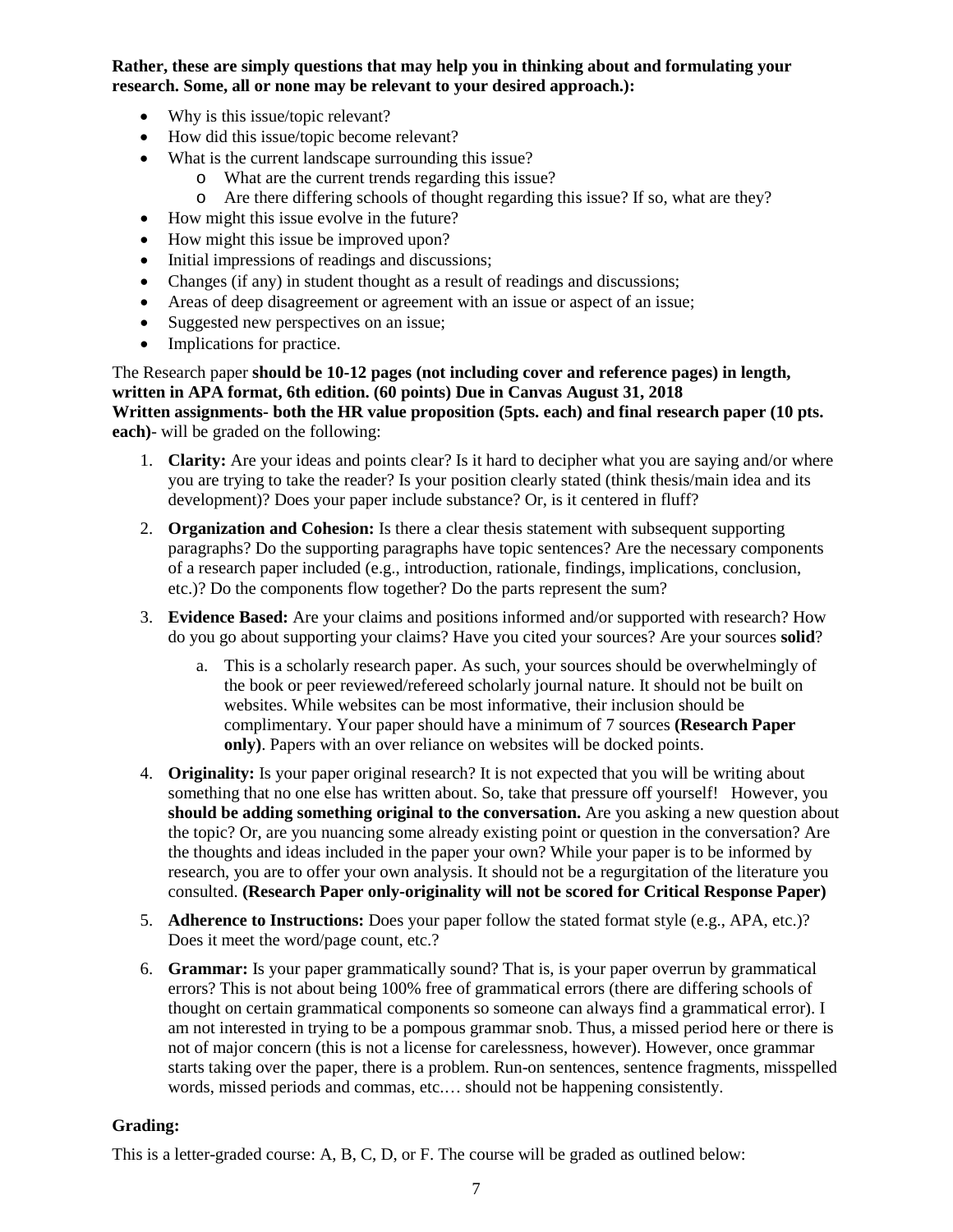**Rather, these are simply questions that may help you in thinking about and formulating your research. Some, all or none may be relevant to your desired approach.):**

- Why is this issue/topic relevant?
- How did this issue/topic become relevant?
- What is the current landscape surrounding this issue?
  - What are the current trends regarding this issue?
  - Are there differing schools of thought regarding this issue? If so, what are they?
- How might this issue evolve in the future?
- How might this issue be improved upon?
- Initial impressions of readings and discussions;
- Changes (if any) in student thought as a result of readings and discussions;
- Areas of deep disagreement or agreement with an issue or aspect of an issue;
- Suggested new perspectives on an issue;
- Implications for practice.

The Research paper **should be 10-12 pages (not including cover and reference pages) in length, written in APA format, 6th edition. (60 points) Due in Canvas August 31, 2018**
**Written assignments- both the HR value proposition (5pts. each) and final research paper (10 pts. each)**- will be graded on the following:

1. **Clarity:** Are your ideas and points clear? Is it hard to decipher what you are saying and/or where you are trying to take the reader? Is your position clearly stated (think thesis/main idea and its development)? Does your paper include substance? Or, is it centered in fluff?
2. **Organization and Cohesion:** Is there a clear thesis statement with subsequent supporting paragraphs? Do the supporting paragraphs have topic sentences? Are the necessary components of a research paper included (e.g., introduction, rationale, findings, implications, conclusion, etc.)? Do the components flow together? Do the parts represent the sum?
3. **Evidence Based:** Are your claims and positions informed and/or supported with research? How do you go about supporting your claims? Have you cited your sources? Are your sources **solid**?
   a. This is a scholarly research paper. As such, your sources should be overwhelmingly of the book or peer reviewed/refereed scholarly journal nature. It should not be built on websites. While websites can be most informative, their inclusion should be complimentary. Your paper should have a minimum of 7 sources **(Research Paper only)**. Papers with an over reliance on websites will be docked points.
4. **Originality:** Is your paper original research? It is not expected that you will be writing about something that no one else has written about. So, take that pressure off yourself! However, you **should be adding something original to the conversation.** Are you asking a new question about the topic? Or, are you nuancing some already existing point or question in the conversation? Are the thoughts and ideas included in the paper your own? While your paper is to be informed by research, you are to offer your own analysis. It should not be a regurgitation of the literature you consulted. **(Research Paper only-originality will not be scored for Critical Response Paper)**
5. **Adherence to Instructions:** Does your paper follow the stated format style (e.g., APA, etc.)? Does it meet the word/page count, etc.?
6. **Grammar:** Is your paper grammatically sound? That is, is your paper overrun by grammatical errors? This is not about being 100% free of grammatical errors (there are differing schools of thought on certain grammatical components so someone can always find a grammatical error). I am not interested in trying to be a pompous grammar snob. Thus, a missed period here or there is not of major concern (this is not a license for carelessness, however). However, once grammar starts taking over the paper, there is a problem. Run-on sentences, sentence fragments, misspelled words, missed periods and commas, etc.… should not be happening consistently.

**Grading:**

This is a letter-graded course: A, B, C, D, or F. The course will be graded as outlined below: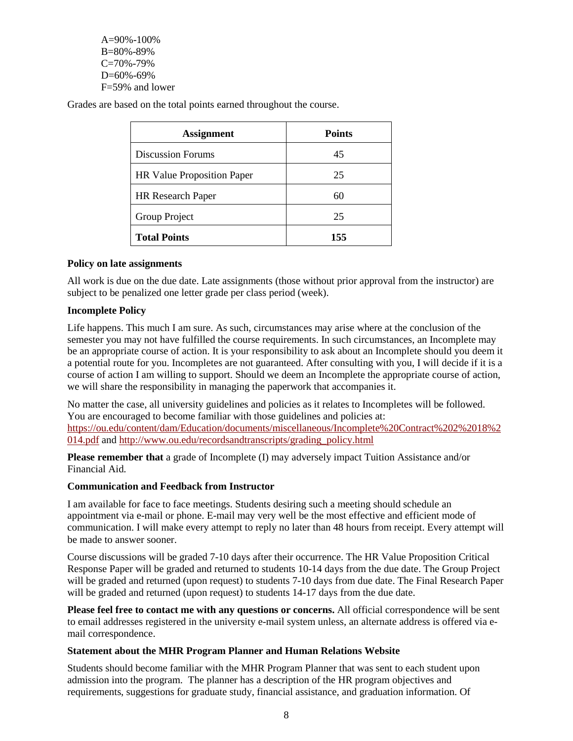A=90%-100%
B=80%-89%
C=70%-79%
D=60%-69%
F=59% and lower

Grades are based on the total points earned throughout the course.

| **Assignment** | **Points** |
| --- | --- |
| Discussion Forums | 45 |
| HR Value Proposition Paper | 25 |
| HR Research Paper | 60 |
| Group Project | 25 |
| **Total Points** | **155** |

**Policy on late assignments**

All work is due on the due date. Late assignments (those without prior approval from the instructor) are subject to be penalized one letter grade per class period (week).

**Incomplete Policy**

Life happens. This much I am sure. As such, circumstances may arise where at the conclusion of the semester you may not have fulfilled the course requirements. In such circumstances, an Incomplete may be an appropriate course of action. It is your responsibility to ask about an Incomplete should you deem it a potential route for you. Incompletes are not guaranteed. After consulting with you, I will decide if it is a course of action I am willing to support. Should we deem an Incomplete the appropriate course of action, we will share the responsibility in managing the paperwork that accompanies it.

No matter the case, all university guidelines and policies as it relates to Incompletes will be followed. You are encouraged to become familiar with those guidelines and policies at: https://ou.edu/content/dam/Education/documents/miscellaneous/Incomplete%20Contract%202%2018%2014.pdf and http://www.ou.edu/recordsandtranscripts/grading_policy.html

**Please remember that** a grade of Incomplete (I) may adversely impact Tuition Assistance and/or Financial Aid.

**Communication and Feedback from Instructor**

I am available for face to face meetings. Students desiring such a meeting should schedule an appointment via e-mail or phone. E-mail may very well be the most effective and efficient mode of communication. I will make every attempt to reply no later than 48 hours from receipt. Every attempt will be made to answer sooner.

Course discussions will be graded 7-10 days after their occurrence. The HR Value Proposition Critical Response Paper will be graded and returned to students 10-14 days from the due date. The Group Project will be graded and returned (upon request) to students 7-10 days from due date. The Final Research Paper will be graded and returned (upon request) to students 14-17 days from the due date.

**Please feel free to contact me with any questions or concerns.** All official correspondence will be sent to email addresses registered in the university e-mail system unless, an alternate address is offered via e-mail correspondence.

**Statement about the MHR Program Planner and Human Relations Website**

Students should become familiar with the MHR Program Planner that was sent to each student upon admission into the program. The planner has a description of the HR program objectives and requirements, suggestions for graduate study, financial assistance, and graduation information. Of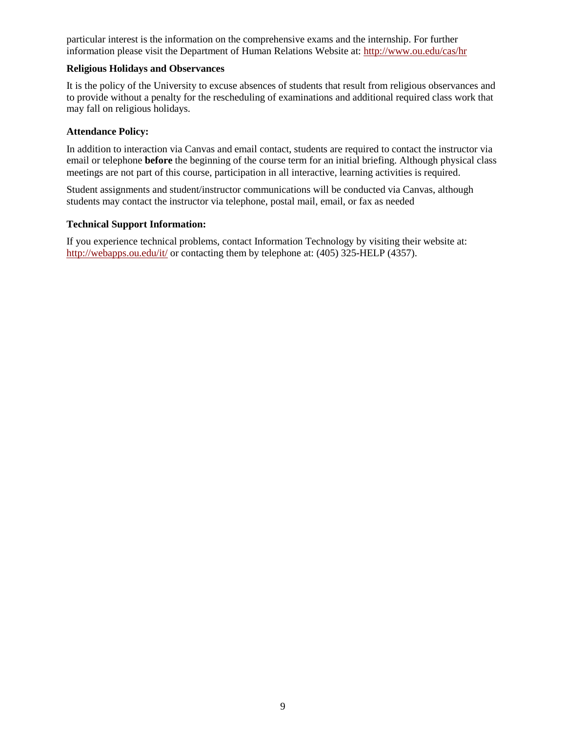particular interest is the information on the comprehensive exams and the internship. For further information please visit the Department of Human Relations Website at: http://www.ou.edu/cas/hr

**Religious Holidays and Observances**

It is the policy of the University to excuse absences of students that result from religious observances and to provide without a penalty for the rescheduling of examinations and additional required class work that may fall on religious holidays.

**Attendance Policy:**

In addition to interaction via Canvas and email contact, students are required to contact the instructor via email or telephone **before** the beginning of the course term for an initial briefing. Although physical class meetings are not part of this course, participation in all interactive, learning activities is required.

Student assignments and student/instructor communications will be conducted via Canvas, although students may contact the instructor via telephone, postal mail, email, or fax as needed

**Technical Support Information:**

If you experience technical problems, contact Information Technology by visiting their website at: http://webapps.ou.edu/it/ or contacting them by telephone at: (405) 325-HELP (4357).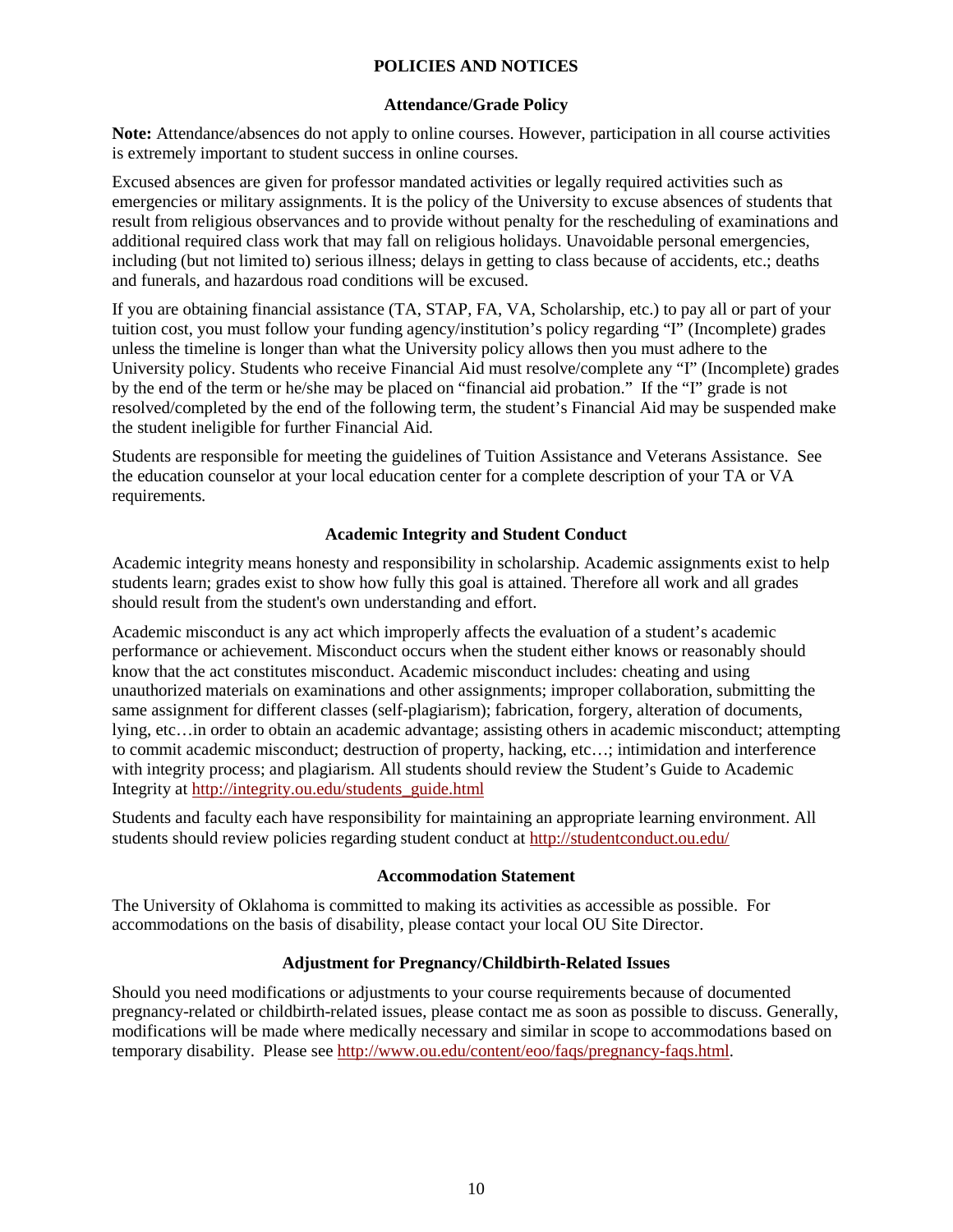## POLICIES AND NOTICES

### Attendance/Grade Policy

**Note:** Attendance/absences do not apply to online courses. However, participation in all course activities is extremely important to student success in online courses.

Excused absences are given for professor mandated activities or legally required activities such as emergencies or military assignments. It is the policy of the University to excuse absences of students that result from religious observances and to provide without penalty for the rescheduling of examinations and additional required class work that may fall on religious holidays. Unavoidable personal emergencies, including (but not limited to) serious illness; delays in getting to class because of accidents, etc.; deaths and funerals, and hazardous road conditions will be excused.

If you are obtaining financial assistance (TA, STAP, FA, VA, Scholarship, etc.) to pay all or part of your tuition cost, you must follow your funding agency/institution's policy regarding "I" (Incomplete) grades unless the timeline is longer than what the University policy allows then you must adhere to the University policy. Students who receive Financial Aid must resolve/complete any "I" (Incomplete) grades by the end of the term or he/she may be placed on "financial aid probation." If the "I" grade is not resolved/completed by the end of the following term, the student's Financial Aid may be suspended make the student ineligible for further Financial Aid.

Students are responsible for meeting the guidelines of Tuition Assistance and Veterans Assistance. See the education counselor at your local education center for a complete description of your TA or VA requirements.

### Academic Integrity and Student Conduct

Academic integrity means honesty and responsibility in scholarship. Academic assignments exist to help students learn; grades exist to show how fully this goal is attained. Therefore all work and all grades should result from the student's own understanding and effort.

Academic misconduct is any act which improperly affects the evaluation of a student's academic performance or achievement. Misconduct occurs when the student either knows or reasonably should know that the act constitutes misconduct. Academic misconduct includes: cheating and using unauthorized materials on examinations and other assignments; improper collaboration, submitting the same assignment for different classes (self-plagiarism); fabrication, forgery, alteration of documents, lying, etc…in order to obtain an academic advantage; assisting others in academic misconduct; attempting to commit academic misconduct; destruction of property, hacking, etc…; intimidation and interference with integrity process; and plagiarism. All students should review the Student's Guide to Academic Integrity at http://integrity.ou.edu/students_guide.html

Students and faculty each have responsibility for maintaining an appropriate learning environment. All students should review policies regarding student conduct at http://studentconduct.ou.edu/

### Accommodation Statement

The University of Oklahoma is committed to making its activities as accessible as possible. For accommodations on the basis of disability, please contact your local OU Site Director.

### Adjustment for Pregnancy/Childbirth-Related Issues

Should you need modifications or adjustments to your course requirements because of documented pregnancy-related or childbirth-related issues, please contact me as soon as possible to discuss. Generally, modifications will be made where medically necessary and similar in scope to accommodations based on temporary disability. Please see http://www.ou.edu/content/eoo/faqs/pregnancy-faqs.html.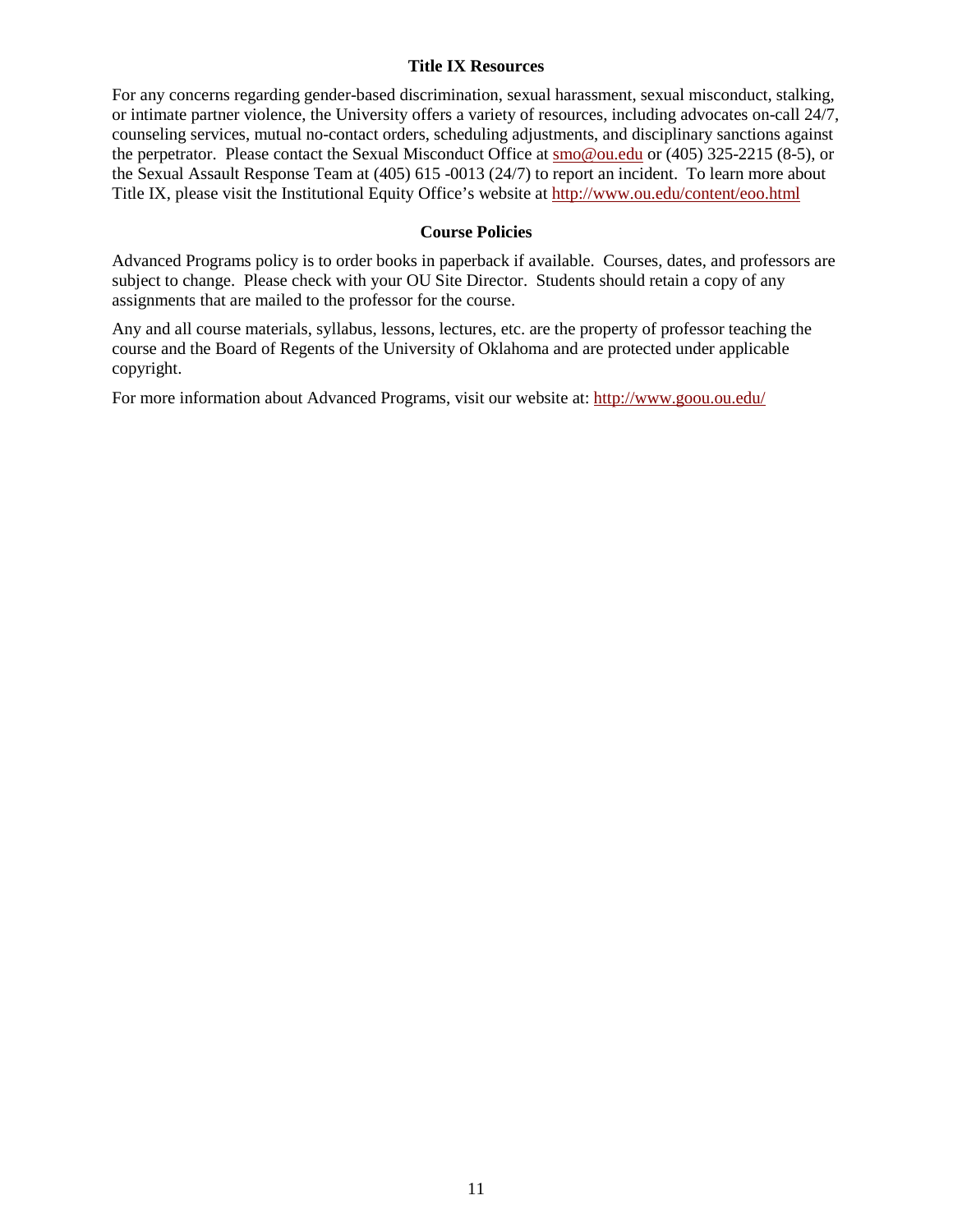### Title IX Resources

For any concerns regarding gender-based discrimination, sexual harassment, sexual misconduct, stalking, or intimate partner violence, the University offers a variety of resources, including advocates on-call 24/7, counseling services, mutual no-contact orders, scheduling adjustments, and disciplinary sanctions against the perpetrator. Please contact the Sexual Misconduct Office at smo@ou.edu or (405) 325-2215 (8-5), or the Sexual Assault Response Team at (405) 615 -0013 (24/7) to report an incident. To learn more about Title IX, please visit the Institutional Equity Office's website at http://www.ou.edu/content/eoo.html

### Course Policies

Advanced Programs policy is to order books in paperback if available. Courses, dates, and professors are subject to change. Please check with your OU Site Director. Students should retain a copy of any assignments that are mailed to the professor for the course.

Any and all course materials, syllabus, lessons, lectures, etc. are the property of professor teaching the course and the Board of Regents of the University of Oklahoma and are protected under applicable copyright.

For more information about Advanced Programs, visit our website at: http://www.goou.ou.edu/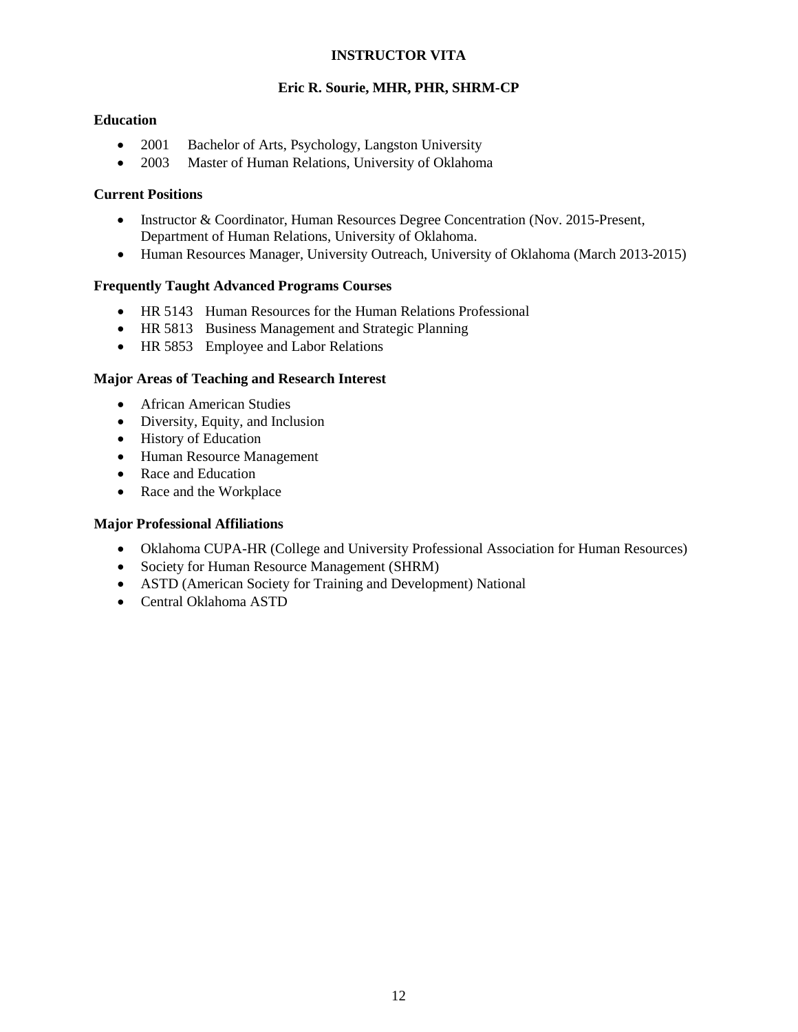# INSTRUCTOR VITA

## Eric R. Sourie, MHR, PHR, SHRM-CP

### Education

- 2001 Bachelor of Arts, Psychology, Langston University
- 2003 Master of Human Relations, University of Oklahoma

### Current Positions

- Instructor & Coordinator, Human Resources Degree Concentration (Nov. 2015-Present, Department of Human Relations, University of Oklahoma.
- Human Resources Manager, University Outreach, University of Oklahoma (March 2013-2015)

### Frequently Taught Advanced Programs Courses

- HR 5143 Human Resources for the Human Relations Professional
- HR 5813 Business Management and Strategic Planning
- HR 5853 Employee and Labor Relations

### Major Areas of Teaching and Research Interest

- African American Studies
- Diversity, Equity, and Inclusion
- History of Education
- Human Resource Management
- Race and Education
- Race and the Workplace

### Major Professional Affiliations

- Oklahoma CUPA-HR (College and University Professional Association for Human Resources)
- Society for Human Resource Management (SHRM)
- ASTD (American Society for Training and Development) National
- Central Oklahoma ASTD